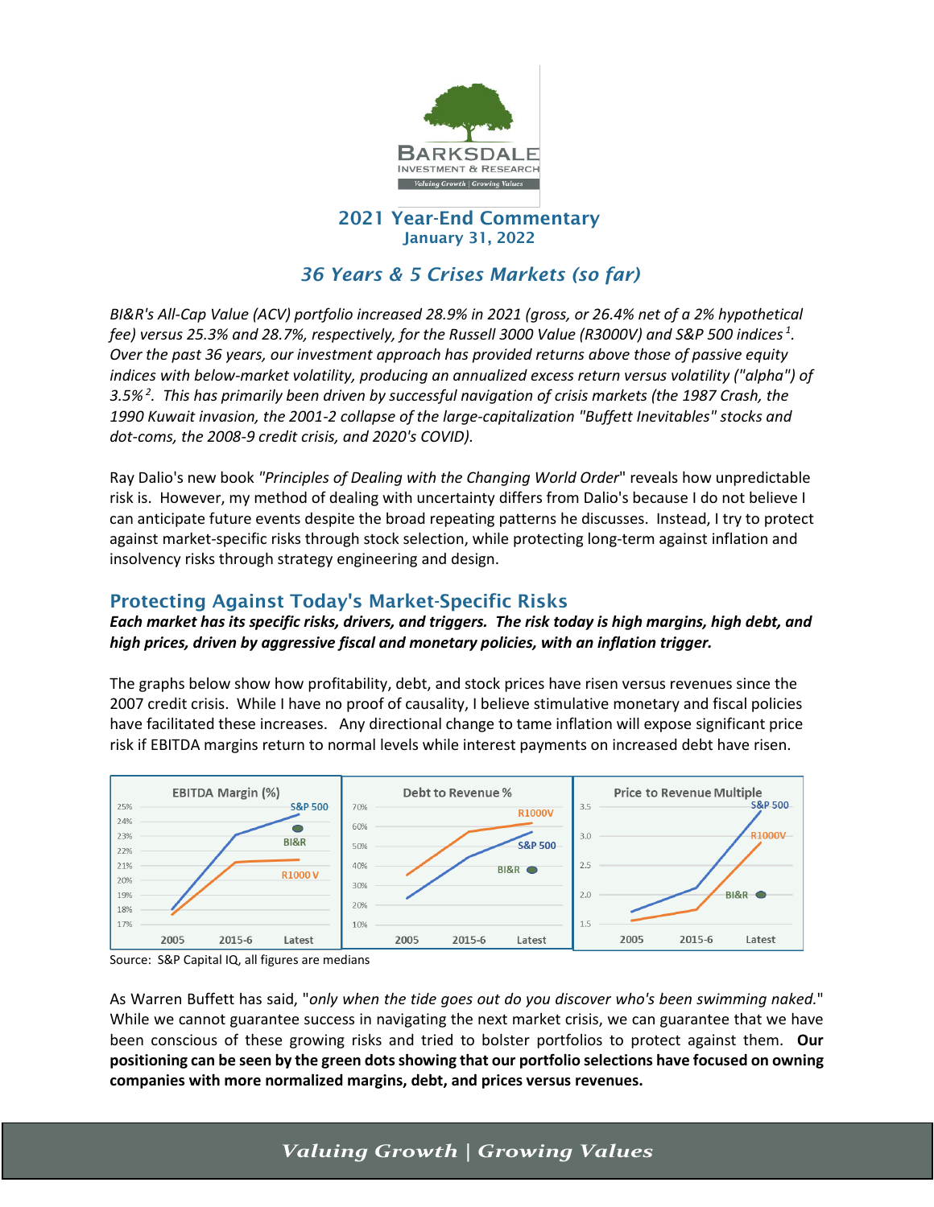# BARKSDALE INVESTMENT & RESEARCH

*Valuing Growth | Growing Values*

## 2021 Year-End Commentary
### January 31, 2022

## *36 Years & 5 Crises Markets (so far)*

*BI&R's All-Cap Value (ACV) portfolio increased 28.9% in 2021 (gross, or 26.4% net of a 2% hypothetical fee) versus 25.3% and 28.7%, respectively, for the Russell 3000 Value (R3000V) and S&P 500 indices [1]. Over the past 36 years, our investment approach has provided returns above those of passive equity indices with below-market volatility, producing an annualized excess return versus volatility ("alpha") of 3.5% [2]. This has primarily been driven by successful navigation of crisis markets (the 1987 Crash, the 1990 Kuwait invasion, the 2001-2 collapse of the large-capitalization "Buffett Inevitables" stocks and dot-coms, the 2008-9 credit crisis, and 2020's COVID).*

Ray Dalio's new book *"Principles of Dealing with the Changing World Order*" reveals how unpredictable risk is. However, my method of dealing with uncertainty differs from Dalio's because I do not believe I can anticipate future events despite the broad repeating patterns he discusses. Instead, I try to protect against market-specific risks through stock selection, while protecting long-term against inflation and insolvency risks through strategy engineering and design.

## Protecting Against Today's Market-Specific Risks

***Each market has its specific risks, drivers, and triggers. The risk today is high margins, high debt, and high prices, driven by aggressive fiscal and monetary policies, with an inflation trigger.***

The graphs below show how profitability, debt, and stock prices have risen versus revenues since the 2007 credit crisis. While I have no proof of causality, I believe stimulative monetary and fiscal policies have facilitated these increases. Any directional change to tame inflation will expose significant price risk if EBITDA margins return to normal levels while interest payments on increased debt have risen.

Source: S&P Capital IQ, all figures are medians

As Warren Buffett has said, "*only when the tide goes out do you discover who's been swimming naked.*" While we cannot guarantee success in navigating the next market crisis, we can guarantee that we have been conscious of these growing risks and tried to bolster portfolios to protect against them. **Our positioning can be seen by the green dots showing that our portfolio selections have focused on owning companies with more normalized margins, debt, and prices versus revenues.**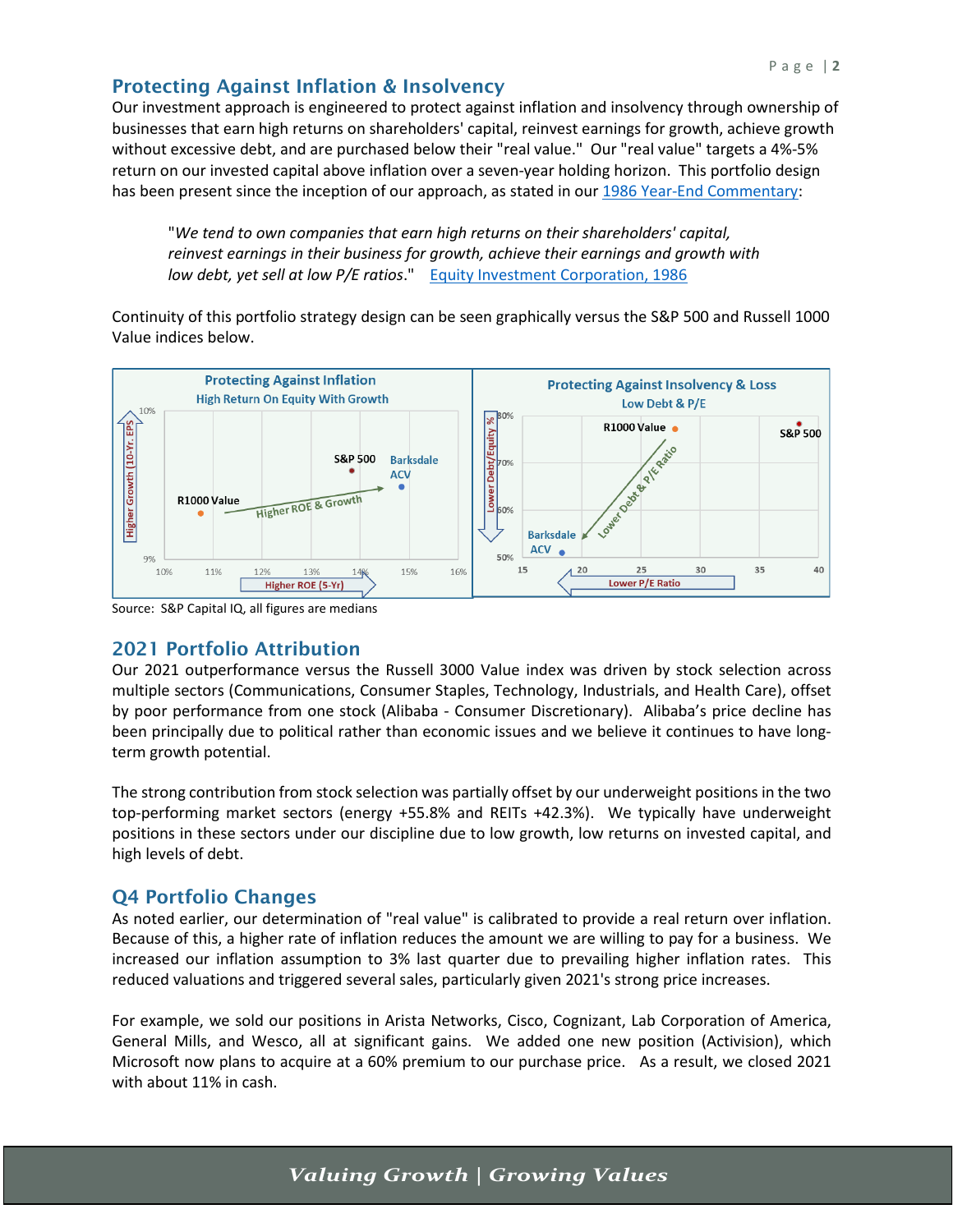## Protecting Against Inflation & Insolvency

Our investment approach is engineered to protect against inflation and insolvency through ownership of businesses that earn high returns on shareholders' capital, reinvest earnings for growth, achieve growth without excessive debt, and are purchased below their "real value." Our "real value" targets a 4%-5% return on our invested capital above inflation over a seven-year holding horizon. This portfolio design has been present since the inception of our approach, as stated in our [1986 Year-End Commentary](#):

> "*We tend to own companies that earn high returns on their shareholders' capital, reinvest earnings in their business for growth, achieve their earnings and growth with low debt, yet sell at low P/E ratios*." [Equity Investment Corporation, 1986](#)

Continuity of this portfolio strategy design can be seen graphically versus the S&P 500 and Russell 1000 Value indices below.

**Protecting Against Inflation** — High Return On Equity With Growth

**Protecting Against Insolvency & Loss** — Low Debt & P/E

Source: S&P Capital IQ, all figures are medians

## 2021 Portfolio Attribution

Our 2021 outperformance versus the Russell 3000 Value index was driven by stock selection across multiple sectors (Communications, Consumer Staples, Technology, Industrials, and Health Care), offset by poor performance from one stock (Alibaba - Consumer Discretionary). Alibaba's price decline has been principally due to political rather than economic issues and we believe it continues to have long-term growth potential.

The strong contribution from stock selection was partially offset by our underweight positions in the two top-performing market sectors (energy +55.8% and REITs +42.3%). We typically have underweight positions in these sectors under our discipline due to low growth, low returns on invested capital, and high levels of debt.

## Q4 Portfolio Changes

As noted earlier, our determination of "real value" is calibrated to provide a real return over inflation. Because of this, a higher rate of inflation reduces the amount we are willing to pay for a business. We increased our inflation assumption to 3% last quarter due to prevailing higher inflation rates. This reduced valuations and triggered several sales, particularly given 2021's strong price increases.

For example, we sold our positions in Arista Networks, Cisco, Cognizant, Lab Corporation of America, General Mills, and Wesco, all at significant gains. We added one new position (Activision), which Microsoft now plans to acquire at a 60% premium to our purchase price. As a result, we closed 2021 with about 11% in cash.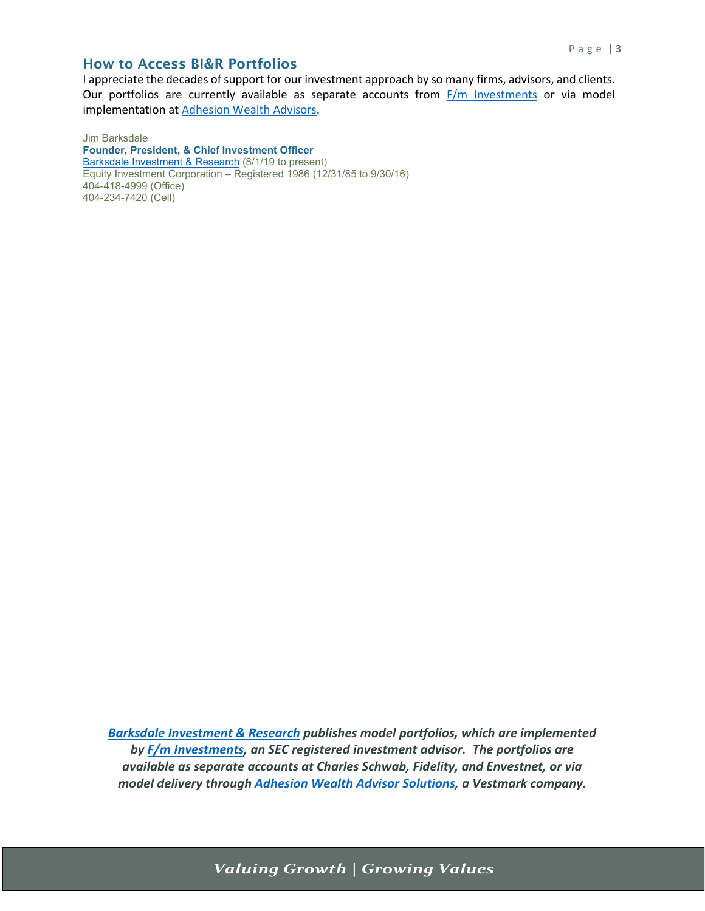## How to Access BI&R Portfolios

I appreciate the decades of support for our investment approach by so many firms, advisors, and clients. Our portfolios are currently available as separate accounts from F/m Investments or via model implementation at Adhesion Wealth Advisors.

Jim Barksdale
**Founder, President, & Chief Investment Officer**
Barksdale Investment & Research (8/1/19 to present)
Equity Investment Corporation – Registered 1986 (12/31/85 to 9/30/16)
404-418-4999 (Office)
404-234-7420 (Cell)

***Barksdale Investment & Research publishes model portfolios, which are implemented by F/m Investments, an SEC registered investment advisor. The portfolios are available as separate accounts at Charles Schwab, Fidelity, and Envestnet, or via model delivery through Adhesion Wealth Advisor Solutions, a Vestmark company.***

*Valuing Growth | Growing Values*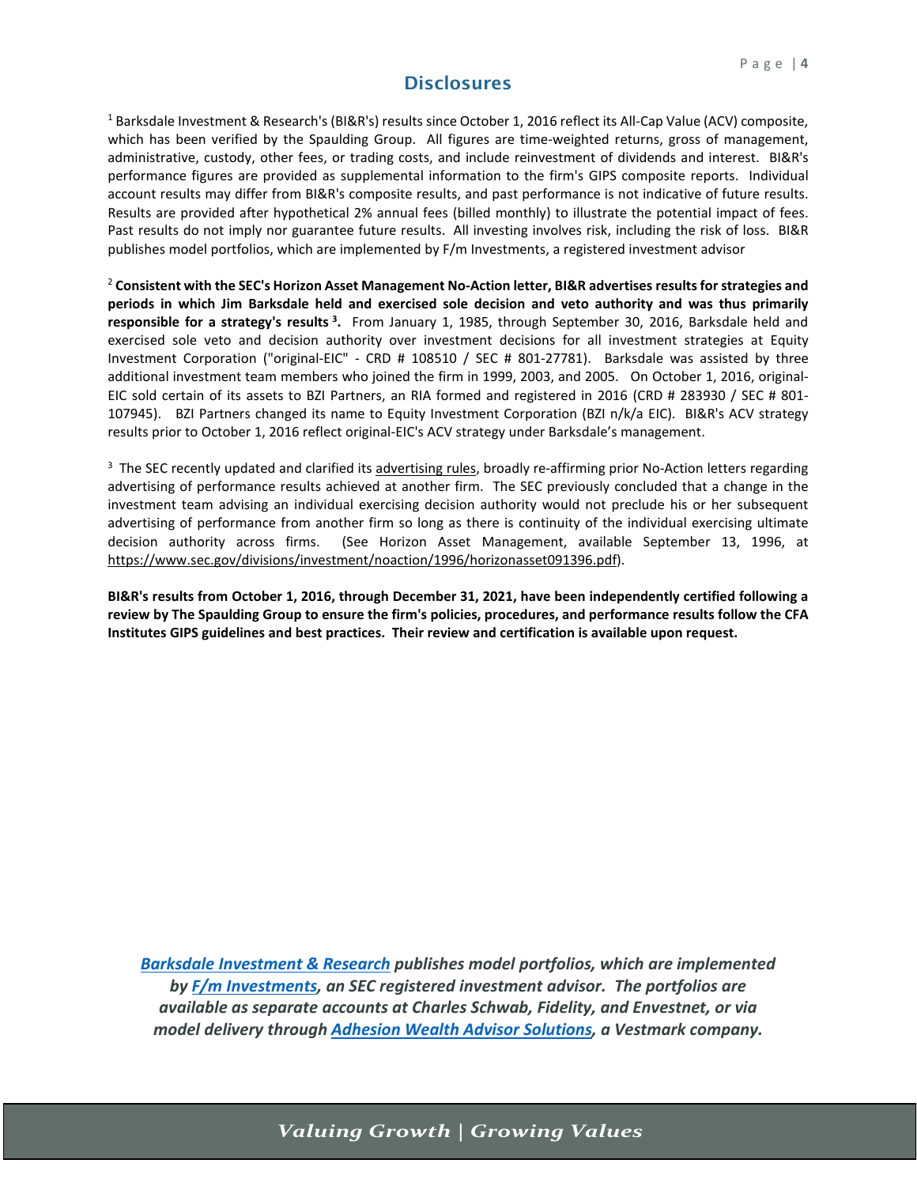# Disclosures

[1] Barksdale Investment & Research's (BI&R's) results since October 1, 2016 reflect its All-Cap Value (ACV) composite, which has been verified by the Spaulding Group. All figures are time-weighted returns, gross of management, administrative, custody, other fees, or trading costs, and include reinvestment of dividends and interest. BI&R's performance figures are provided as supplemental information to the firm's GIPS composite reports. Individual account results may differ from BI&R's composite results, and past performance is not indicative of future results. Results are provided after hypothetical 2% annual fees (billed monthly) to illustrate the potential impact of fees. Past results do not imply nor guarantee future results. All investing involves risk, including the risk of loss. BI&R publishes model portfolios, which are implemented by F/m Investments, a registered investment advisor

[2] **Consistent with the SEC's Horizon Asset Management No-Action letter, BI&R advertises results for strategies and periods in which Jim Barksdale held and exercised sole decision and veto authority and was thus primarily responsible for a strategy's results [3].** From January 1, 1985, through September 30, 2016, Barksdale held and exercised sole veto and decision authority over investment decisions for all investment strategies at Equity Investment Corporation ("original-EIC" - CRD # 108510 / SEC # 801-27781). Barksdale was assisted by three additional investment team members who joined the firm in 1999, 2003, and 2005. On October 1, 2016, original-EIC sold certain of its assets to BZI Partners, an RIA formed and registered in 2016 (CRD # 283930 / SEC # 801-107945). BZI Partners changed its name to Equity Investment Corporation (BZI n/k/a EIC). BI&R's ACV strategy results prior to October 1, 2016 reflect original-EIC's ACV strategy under Barksdale's management.

[3] The SEC recently updated and clarified its advertising rules, broadly re-affirming prior No-Action letters regarding advertising of performance results achieved at another firm. The SEC previously concluded that a change in the investment team advising an individual exercising decision authority would not preclude his or her subsequent advertising of performance from another firm so long as there is continuity of the individual exercising ultimate decision authority across firms. (See Horizon Asset Management, available September 13, 1996, at https://www.sec.gov/divisions/investment/noaction/1996/horizonasset091396.pdf).

**BI&R's results from October 1, 2016, through December 31, 2021, have been independently certified following a review by The Spaulding Group to ensure the firm's policies, procedures, and performance results follow the CFA Institutes GIPS guidelines and best practices. Their review and certification is available upon request.**

***Barksdale Investment & Research publishes model portfolios, which are implemented by F/m Investments, an SEC registered investment advisor. The portfolios are available as separate accounts at Charles Schwab, Fidelity, and Envestnet, or via model delivery through Adhesion Wealth Advisor Solutions, a Vestmark company.***

*Valuing Growth | Growing Values*